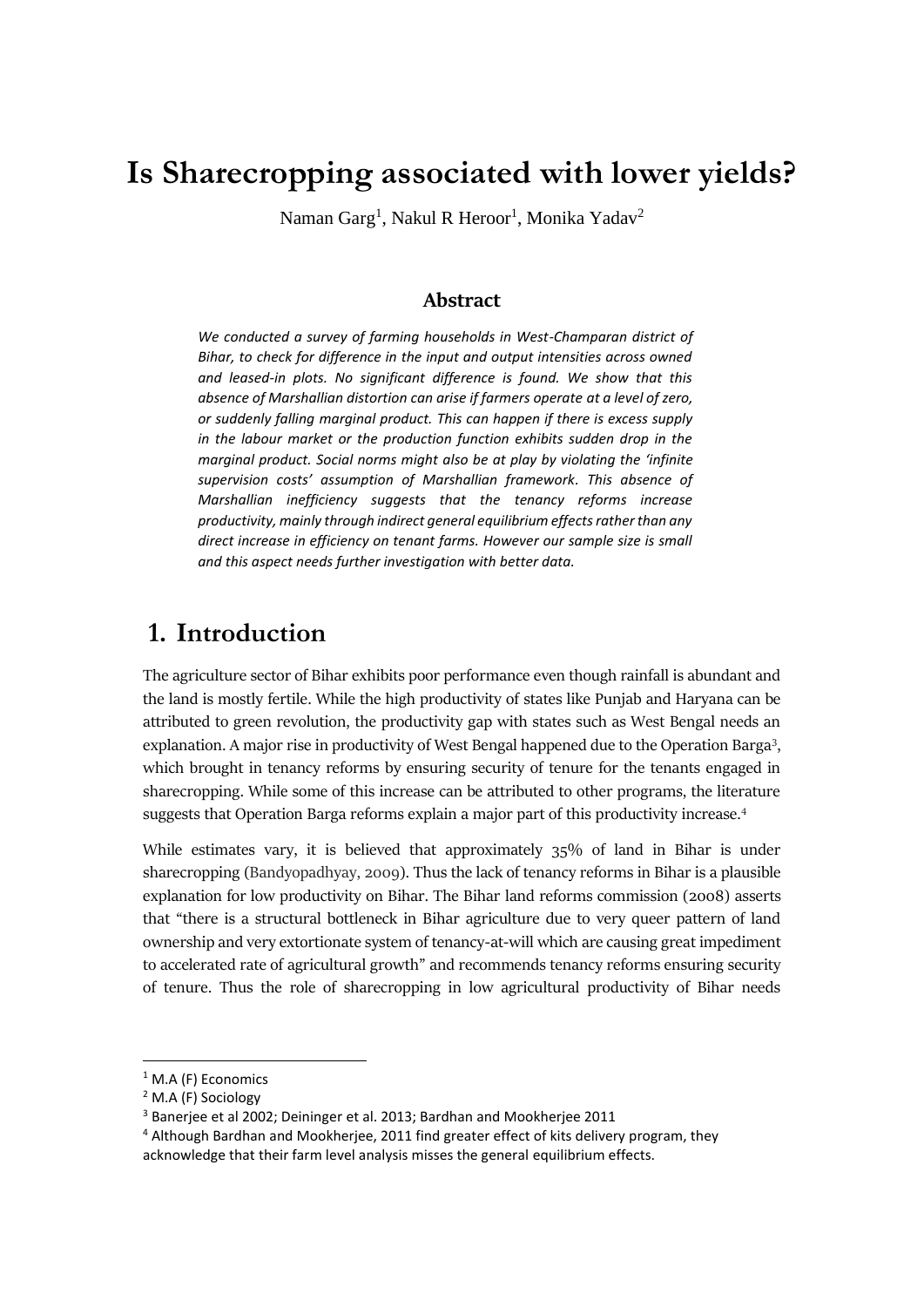# Is Sharecropping associated with lower yields?

Naman Garg[1], Nakul R Heroor[1], Monika Yadav[2]

### Abstract

*We conducted a survey of farming households in West-Champaran district of Bihar, to check for difference in the input and output intensities across owned and leased-in plots. No significant difference is found. We show that this absence of Marshallian distortion can arise if farmers operate at a level of zero, or suddenly falling marginal product. This can happen if there is excess supply in the labour market or the production function exhibits sudden drop in the marginal product. Social norms might also be at play by violating the 'infinite supervision costs' assumption of Marshallian framework. This absence of Marshallian inefficiency suggests that the tenancy reforms increase productivity, mainly through indirect general equilibrium effects rather than any direct increase in efficiency on tenant farms. However our sample size is small and this aspect needs further investigation with better data.*

## 1. Introduction

The agriculture sector of Bihar exhibits poor performance even though rainfall is abundant and the land is mostly fertile. While the high productivity of states like Punjab and Haryana can be attributed to green revolution, the productivity gap with states such as West Bengal needs an explanation. A major rise in productivity of West Bengal happened due to the Operation Barga[3], which brought in tenancy reforms by ensuring security of tenure for the tenants engaged in sharecropping. While some of this increase can be attributed to other programs, the literature suggests that Operation Barga reforms explain a major part of this productivity increase.[4]

While estimates vary, it is believed that approximately 35% of land in Bihar is under sharecropping (Bandyopadhyay, 2009). Thus the lack of tenancy reforms in Bihar is a plausible explanation for low productivity on Bihar. The Bihar land reforms commission (2008) asserts that "there is a structural bottleneck in Bihar agriculture due to very queer pattern of land ownership and very extortionate system of tenancy-at-will which are causing great impediment to accelerated rate of agricultural growth" and recommends tenancy reforms ensuring security of tenure. Thus the role of sharecropping in low agricultural productivity of Bihar needs

---

[1] M.A (F) Economics

[2] M.A (F) Sociology

[3] Banerjee et al 2002; Deininger et al. 2013; Bardhan and Mookherjee 2011

[4] Although Bardhan and Mookherjee, 2011 find greater effect of kits delivery program, they acknowledge that their farm level analysis misses the general equilibrium effects.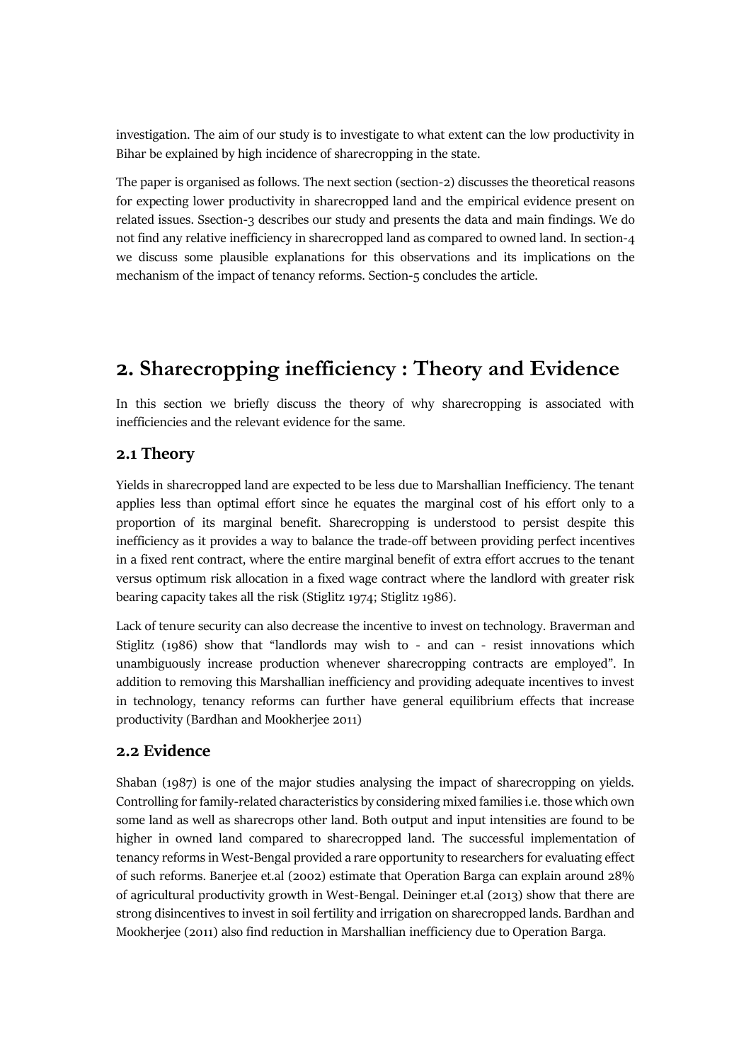investigation. The aim of our study is to investigate to what extent can the low productivity in Bihar be explained by high incidence of sharecropping in the state.

The paper is organised as follows. The next section (section-2) discusses the theoretical reasons for expecting lower productivity in sharecropped land and the empirical evidence present on related issues. Ssection-3 describes our study and presents the data and main findings. We do not find any relative inefficiency in sharecropped land as compared to owned land. In section-4 we discuss some plausible explanations for this observations and its implications on the mechanism of the impact of tenancy reforms. Section-5 concludes the article.

# 2. Sharecropping inefficiency : Theory and Evidence

In this section we briefly discuss the theory of why sharecropping is associated with inefficiencies and the relevant evidence for the same.

## 2.1 Theory

Yields in sharecropped land are expected to be less due to Marshallian Inefficiency. The tenant applies less than optimal effort since he equates the marginal cost of his effort only to a proportion of its marginal benefit. Sharecropping is understood to persist despite this inefficiency as it provides a way to balance the trade-off between providing perfect incentives in a fixed rent contract, where the entire marginal benefit of extra effort accrues to the tenant versus optimum risk allocation in a fixed wage contract where the landlord with greater risk bearing capacity takes all the risk (Stiglitz 1974; Stiglitz 1986).

Lack of tenure security can also decrease the incentive to invest on technology. Braverman and Stiglitz (1986) show that "landlords may wish to - and can - resist innovations which unambiguously increase production whenever sharecropping contracts are employed". In addition to removing this Marshallian inefficiency and providing adequate incentives to invest in technology, tenancy reforms can further have general equilibrium effects that increase productivity (Bardhan and Mookherjee 2011)

## 2.2 Evidence

Shaban (1987) is one of the major studies analysing the impact of sharecropping on yields. Controlling for family-related characteristics by considering mixed families i.e. those which own some land as well as sharecrops other land. Both output and input intensities are found to be higher in owned land compared to sharecropped land. The successful implementation of tenancy reforms in West-Bengal provided a rare opportunity to researchers for evaluating effect of such reforms. Banerjee et.al (2002) estimate that Operation Barga can explain around 28% of agricultural productivity growth in West-Bengal. Deininger et.al (2013) show that there are strong disincentives to invest in soil fertility and irrigation on sharecropped lands. Bardhan and Mookherjee (2011) also find reduction in Marshallian inefficiency due to Operation Barga.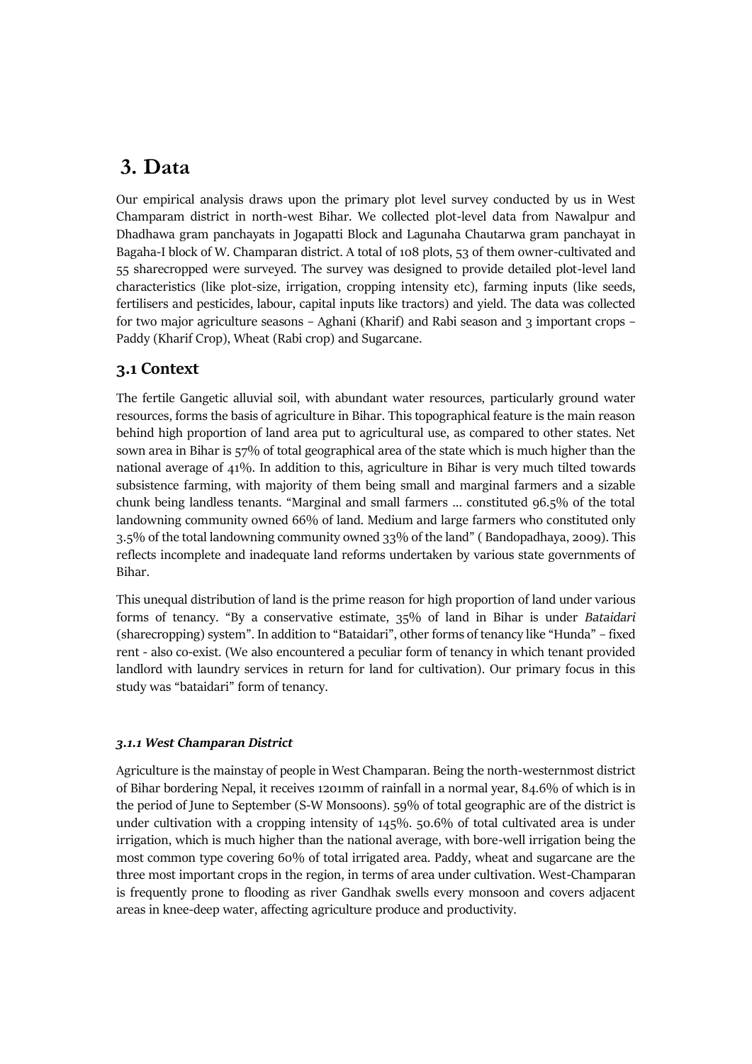# 3. Data

Our empirical analysis draws upon the primary plot level survey conducted by us in West Champaram district in north-west Bihar. We collected plot-level data from Nawalpur and Dhadhawa gram panchayats in Jogapatti Block and Lagunaha Chautarwa gram panchayat in Bagaha-I block of W. Champaran district. A total of 108 plots, 53 of them owner-cultivated and 55 sharecropped were surveyed. The survey was designed to provide detailed plot-level land characteristics (like plot-size, irrigation, cropping intensity etc), farming inputs (like seeds, fertilisers and pesticides, labour, capital inputs like tractors) and yield. The data was collected for two major agriculture seasons – Aghani (Kharif) and Rabi season and 3 important crops – Paddy (Kharif Crop), Wheat (Rabi crop) and Sugarcane.

## 3.1 Context

The fertile Gangetic alluvial soil, with abundant water resources, particularly ground water resources, forms the basis of agriculture in Bihar. This topographical feature is the main reason behind high proportion of land area put to agricultural use, as compared to other states. Net sown area in Bihar is 57% of total geographical area of the state which is much higher than the national average of 41%. In addition to this, agriculture in Bihar is very much tilted towards subsistence farming, with majority of them being small and marginal farmers and a sizable chunk being landless tenants. "Marginal and small farmers ... constituted 96.5% of the total landowning community owned 66% of land. Medium and large farmers who constituted only 3.5% of the total landowning community owned 33% of the land" ( Bandopadhaya, 2009). This reflects incomplete and inadequate land reforms undertaken by various state governments of Bihar.

This unequal distribution of land is the prime reason for high proportion of land under various forms of tenancy. "By a conservative estimate, 35% of land in Bihar is under *Bataidari* (sharecropping) system". In addition to "Bataidari", other forms of tenancy like "Hunda" – fixed rent - also co-exist. (We also encountered a peculiar form of tenancy in which tenant provided landlord with laundry services in return for land for cultivation). Our primary focus in this study was "bataidari" form of tenancy.

### *3.1.1 West Champaran District*

Agriculture is the mainstay of people in West Champaran. Being the north-westernmost district of Bihar bordering Nepal, it receives 1201mm of rainfall in a normal year, 84.6% of which is in the period of June to September (S-W Monsoons). 59% of total geographic are of the district is under cultivation with a cropping intensity of 145%. 50.6% of total cultivated area is under irrigation, which is much higher than the national average, with bore-well irrigation being the most common type covering 60% of total irrigated area. Paddy, wheat and sugarcane are the three most important crops in the region, in terms of area under cultivation. West-Champaran is frequently prone to flooding as river Gandhak swells every monsoon and covers adjacent areas in knee-deep water, affecting agriculture produce and productivity.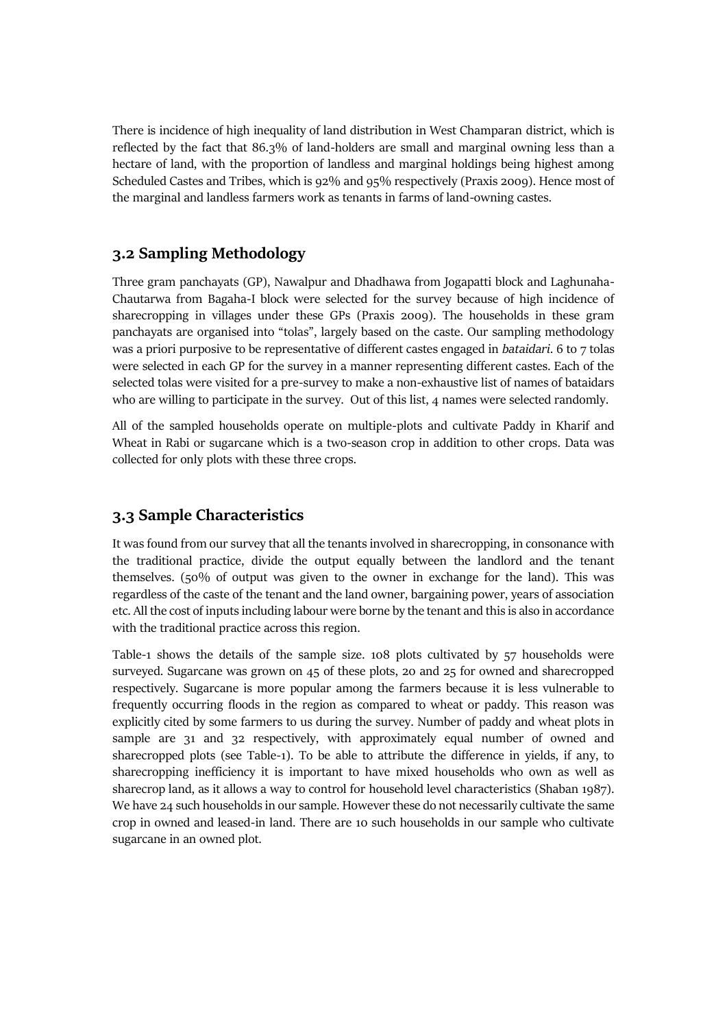There is incidence of high inequality of land distribution in West Champaran district, which is reflected by the fact that 86.3% of land-holders are small and marginal owning less than a hectare of land, with the proportion of landless and marginal holdings being highest among Scheduled Castes and Tribes, which is 92% and 95% respectively (Praxis 2009). Hence most of the marginal and landless farmers work as tenants in farms of land-owning castes.

## 3.2 Sampling Methodology

Three gram panchayats (GP), Nawalpur and Dhadhawa from Jogapatti block and Laghunaha-Chautarwa from Bagaha-I block were selected for the survey because of high incidence of sharecropping in villages under these GPs (Praxis 2009). The households in these gram panchayats are organised into "tolas", largely based on the caste. Our sampling methodology was a priori purposive to be representative of different castes engaged in *bataidari*. 6 to 7 tolas were selected in each GP for the survey in a manner representing different castes. Each of the selected tolas were visited for a pre-survey to make a non-exhaustive list of names of bataidars who are willing to participate in the survey. Out of this list, 4 names were selected randomly.

All of the sampled households operate on multiple-plots and cultivate Paddy in Kharif and Wheat in Rabi or sugarcane which is a two-season crop in addition to other crops. Data was collected for only plots with these three crops.

## 3.3 Sample Characteristics

It was found from our survey that all the tenants involved in sharecropping, in consonance with the traditional practice, divide the output equally between the landlord and the tenant themselves. (50% of output was given to the owner in exchange for the land). This was regardless of the caste of the tenant and the land owner, bargaining power, years of association etc. All the cost of inputs including labour were borne by the tenant and this is also in accordance with the traditional practice across this region.

Table-1 shows the details of the sample size. 108 plots cultivated by 57 households were surveyed. Sugarcane was grown on 45 of these plots, 20 and 25 for owned and sharecropped respectively. Sugarcane is more popular among the farmers because it is less vulnerable to frequently occurring floods in the region as compared to wheat or paddy. This reason was explicitly cited by some farmers to us during the survey. Number of paddy and wheat plots in sample are 31 and 32 respectively, with approximately equal number of owned and sharecropped plots (see Table-1). To be able to attribute the difference in yields, if any, to sharecropping inefficiency it is important to have mixed households who own as well as sharecrop land, as it allows a way to control for household level characteristics (Shaban 1987). We have 24 such households in our sample. However these do not necessarily cultivate the same crop in owned and leased-in land. There are 10 such households in our sample who cultivate sugarcane in an owned plot.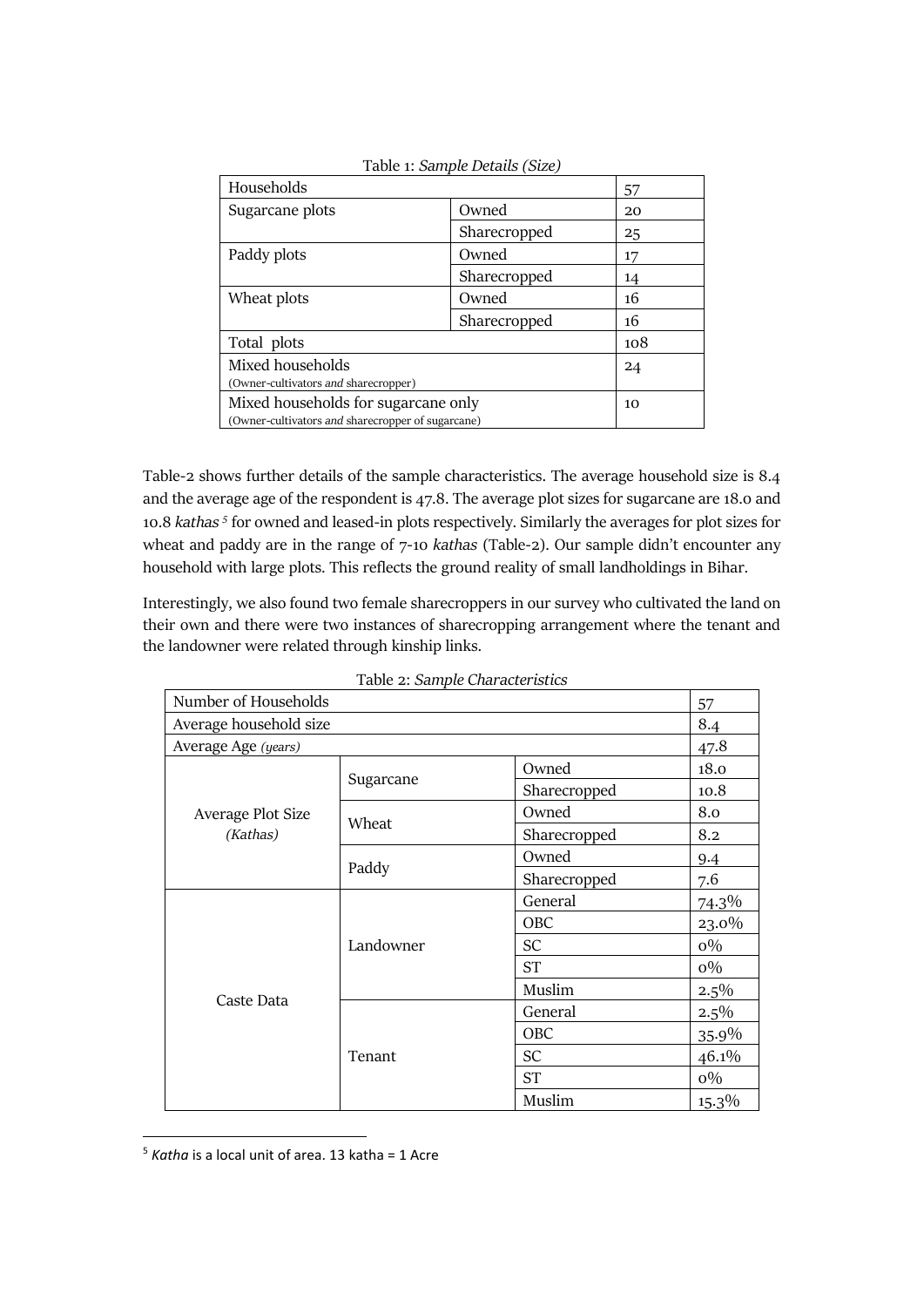Table 1: *Sample Details (Size)*

| Households | | 57 |
|---|---|---|
| Sugarcane plots | Owned | 20 |
| | Sharecropped | 25 |
| Paddy plots | Owned | 17 |
| | Sharecropped | 14 |
| Wheat plots | Owned | 16 |
| | Sharecropped | 16 |
| Total plots | | 108 |
| Mixed households (Owner-cultivators *and* sharecropper) | | 24 |
| Mixed households for sugarcane only (Owner-cultivators *and* sharecropper of sugarcane) | | 10 |

Table-2 shows further details of the sample characteristics. The average household size is 8.4 and the average age of the respondent is 47.8. The average plot sizes for sugarcane are 18.0 and 10.8 *kathas* [5] for owned and leased-in plots respectively. Similarly the averages for plot sizes for wheat and paddy are in the range of 7-10 *kathas* (Table-2). Our sample didn't encounter any household with large plots. This reflects the ground reality of small landholdings in Bihar.

Interestingly, we also found two female sharecroppers in our survey who cultivated the land on their own and there were two instances of sharecropping arrangement where the tenant and the landowner were related through kinship links.

Table 2: *Sample Characteristics*

| Number of Households | | | 57 |
|---|---|---|---|
| Average household size | | | 8.4 |
| Average Age *(years)* | | | 47.8 |
| Average Plot Size *(Kathas)* | Sugarcane | Owned | 18.0 |
| | | Sharecropped | 10.8 |
| | Wheat | Owned | 8.0 |
| | | Sharecropped | 8.2 |
| | Paddy | Owned | 9.4 |
| | | Sharecropped | 7.6 |
| Caste Data | Landowner | General | 74.3% |
| | | OBC | 23.0% |
| | | SC | 0% |
| | | ST | 0% |
| | | Muslim | 2.5% |
| | Tenant | General | 2.5% |
| | | OBC | 35.9% |
| | | SC | 46.1% |
| | | ST | 0% |
| | | Muslim | 15.3% |

[5] *Katha* is a local unit of area. 13 katha = 1 Acre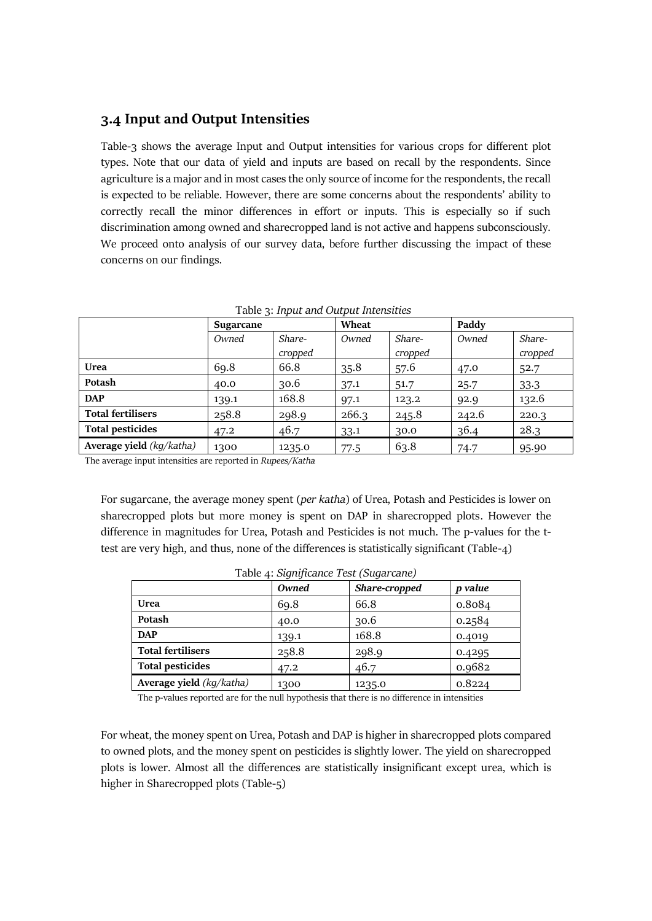### 3.4 Input and Output Intensities

Table-3 shows the average Input and Output intensities for various crops for different plot types. Note that our data of yield and inputs are based on recall by the respondents. Since agriculture is a major and in most cases the only source of income for the respondents, the recall is expected to be reliable. However, there are some concerns about the respondents' ability to correctly recall the minor differences in effort or inputs. This is especially so if such discrimination among owned and sharecropped land is not active and happens subconsciously. We proceed onto analysis of our survey data, before further discussing the impact of these concerns on our findings.

Table 3: *Input and Output Intensities*

| | **Sugarcane** | | **Wheat** | | **Paddy** | |
|---|---|---|---|---|---|---|
| | *Owned* | *Share-cropped* | *Owned* | *Share-cropped* | *Owned* | *Share-cropped* |
| **Urea** | 69.8 | 66.8 | 35.8 | 57.6 | 47.0 | 52.7 |
| **Potash** | 40.0 | 30.6 | 37.1 | 51.7 | 25.7 | 33.3 |
| **DAP** | 139.1 | 168.8 | 97.1 | 123.2 | 92.9 | 132.6 |
| **Total fertilisers** | 258.8 | 298.9 | 266.3 | 245.8 | 242.6 | 220.3 |
| **Total pesticides** | 47.2 | 46.7 | 33.1 | 30.0 | 36.4 | 28.3 |
| **Average yield** *(kg/katha)* | 1300 | 1235.0 | 77.5 | 63.8 | 74.7 | 95.90 |

The average input intensities are reported in *Rupees/Katha*

For sugarcane, the average money spent (*per katha*) of Urea, Potash and Pesticides is lower on sharecropped plots but more money is spent on DAP in sharecropped plots. However the difference in magnitudes for Urea, Potash and Pesticides is not much. The p-values for the t-test are very high, and thus, none of the differences is statistically significant (Table-4)

Table 4: *Significance Test (Sugarcane)*

| | ***Owned*** | ***Share-cropped*** | ***p value*** |
|---|---|---|---|
| **Urea** | 69.8 | 66.8 | 0.8084 |
| **Potash** | 40.0 | 30.6 | 0.2584 |
| **DAP** | 139.1 | 168.8 | 0.4019 |
| **Total fertilisers** | 258.8 | 298.9 | 0.4295 |
| **Total pesticides** | 47.2 | 46.7 | 0.9682 |
| **Average yield** *(kg/katha)* | 1300 | 1235.0 | 0.8224 |

The p-values reported are for the null hypothesis that there is no difference in intensities

For wheat, the money spent on Urea, Potash and DAP is higher in sharecropped plots compared to owned plots, and the money spent on pesticides is slightly lower. The yield on sharecropped plots is lower. Almost all the differences are statistically insignificant except urea, which is higher in Sharecropped plots (Table-5)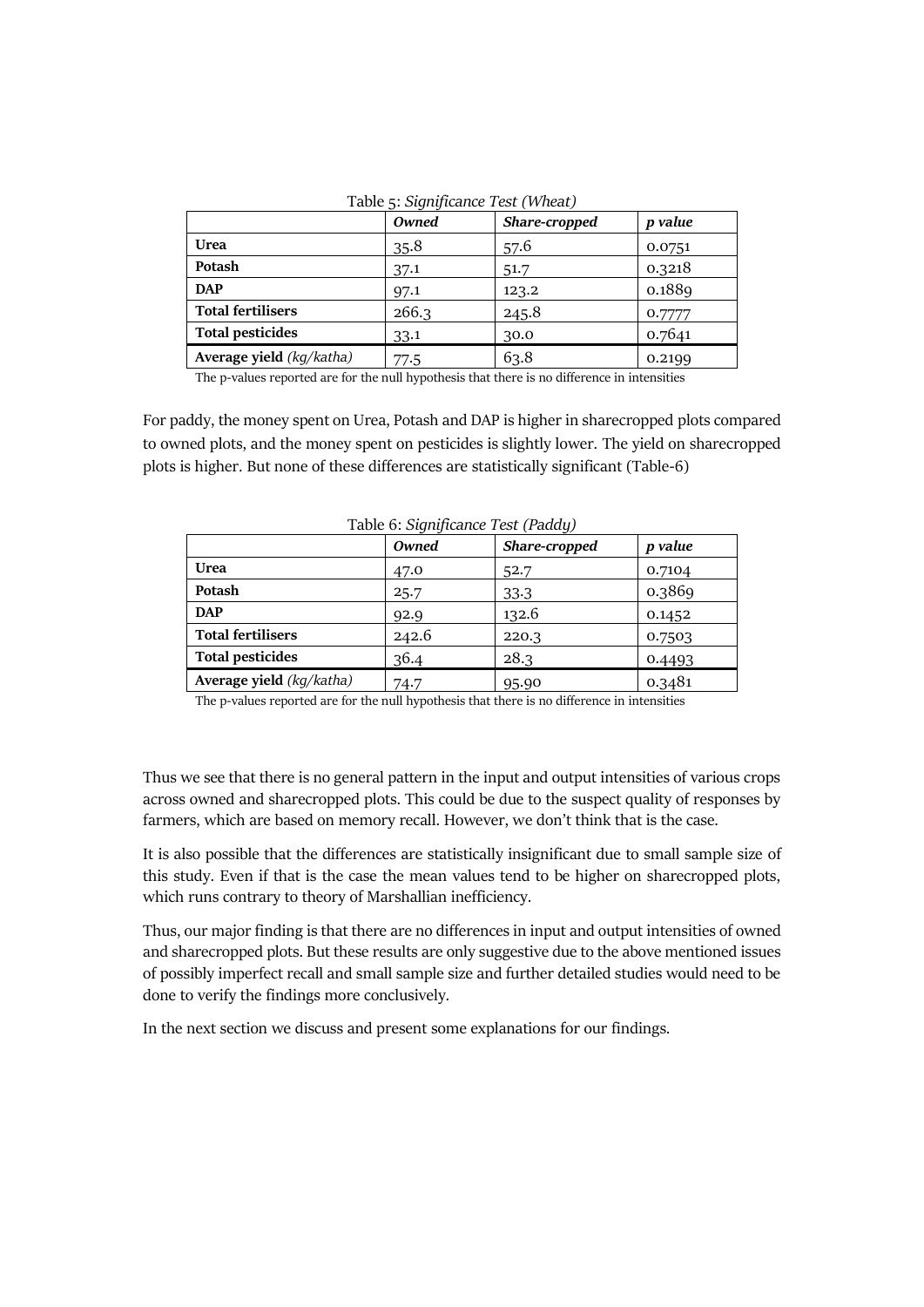Table 5: *Significance Test (Wheat)*

| | *Owned* | *Share-cropped* | *p value* |
|---|---|---|---|
| **Urea** | 35.8 | 57.6 | 0.0751 |
| **Potash** | 37.1 | 51.7 | 0.3218 |
| **DAP** | 97.1 | 123.2 | 0.1889 |
| **Total fertilisers** | 266.3 | 245.8 | 0.7777 |
| **Total pesticides** | 33.1 | 30.0 | 0.7641 |
| **Average yield** *(kg/katha)* | 77.5 | 63.8 | 0.2199 |

The p-values reported are for the null hypothesis that there is no difference in intensities

For paddy, the money spent on Urea, Potash and DAP is higher in sharecropped plots compared to owned plots, and the money spent on pesticides is slightly lower. The yield on sharecropped plots is higher. But none of these differences are statistically significant (Table-6)

Table 6: *Significance Test (Paddy)*

| | *Owned* | *Share-cropped* | *p value* |
|---|---|---|---|
| **Urea** | 47.0 | 52.7 | 0.7104 |
| **Potash** | 25.7 | 33.3 | 0.3869 |
| **DAP** | 92.9 | 132.6 | 0.1452 |
| **Total fertilisers** | 242.6 | 220.3 | 0.7503 |
| **Total pesticides** | 36.4 | 28.3 | 0.4493 |
| **Average yield** *(kg/katha)* | 74.7 | 95.90 | 0.3481 |

The p-values reported are for the null hypothesis that there is no difference in intensities

Thus we see that there is no general pattern in the input and output intensities of various crops across owned and sharecropped plots. This could be due to the suspect quality of responses by farmers, which are based on memory recall. However, we don't think that is the case.

It is also possible that the differences are statistically insignificant due to small sample size of this study. Even if that is the case the mean values tend to be higher on sharecropped plots, which runs contrary to theory of Marshallian inefficiency.

Thus, our major finding is that there are no differences in input and output intensities of owned and sharecropped plots. But these results are only suggestive due to the above mentioned issues of possibly imperfect recall and small sample size and further detailed studies would need to be done to verify the findings more conclusively.

In the next section we discuss and present some explanations for our findings.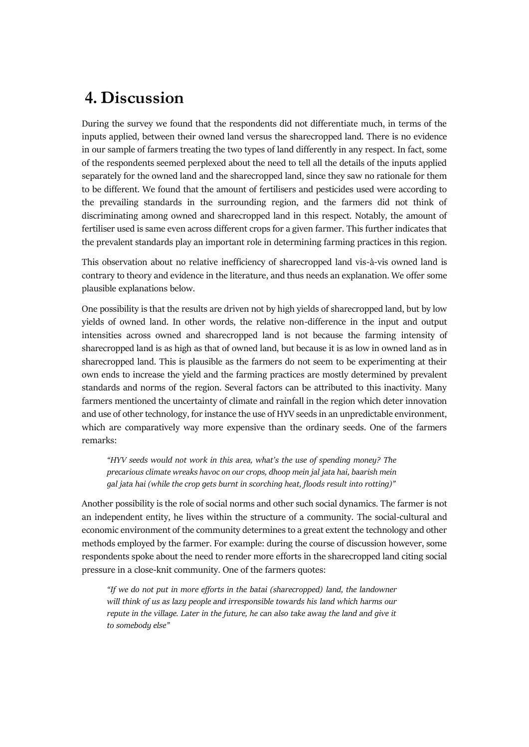# 4. Discussion

During the survey we found that the respondents did not differentiate much, in terms of the inputs applied, between their owned land versus the sharecropped land. There is no evidence in our sample of farmers treating the two types of land differently in any respect. In fact, some of the respondents seemed perplexed about the need to tell all the details of the inputs applied separately for the owned land and the sharecropped land, since they saw no rationale for them to be different. We found that the amount of fertilisers and pesticides used were according to the prevailing standards in the surrounding region, and the farmers did not think of discriminating among owned and sharecropped land in this respect. Notably, the amount of fertiliser used is same even across different crops for a given farmer. This further indicates that the prevalent standards play an important role in determining farming practices in this region.

This observation about no relative inefficiency of sharecropped land vis-à-vis owned land is contrary to theory and evidence in the literature, and thus needs an explanation. We offer some plausible explanations below.

One possibility is that the results are driven not by high yields of sharecropped land, but by low yields of owned land. In other words, the relative non-difference in the input and output intensities across owned and sharecropped land is not because the farming intensity of sharecropped land is as high as that of owned land, but because it is as low in owned land as in sharecropped land. This is plausible as the farmers do not seem to be experimenting at their own ends to increase the yield and the farming practices are mostly determined by prevalent standards and norms of the region. Several factors can be attributed to this inactivity. Many farmers mentioned the uncertainty of climate and rainfall in the region which deter innovation and use of other technology, for instance the use of HYV seeds in an unpredictable environment, which are comparatively way more expensive than the ordinary seeds. One of the farmers remarks:

> *"HYV seeds would not work in this area, what's the use of spending money? The precarious climate wreaks havoc on our crops, dhoop mein jal jata hai, baarish mein gal jata hai (while the crop gets burnt in scorching heat, floods result into rotting)"*

Another possibility is the role of social norms and other such social dynamics. The farmer is not an independent entity, he lives within the structure of a community. The social-cultural and economic environment of the community determines to a great extent the technology and other methods employed by the farmer. For example: during the course of discussion however, some respondents spoke about the need to render more efforts in the sharecropped land citing social pressure in a close-knit community. One of the farmers quotes:

> *"If we do not put in more efforts in the batai (sharecropped) land, the landowner will think of us as lazy people and irresponsible towards his land which harms our repute in the village. Later in the future, he can also take away the land and give it to somebody else"*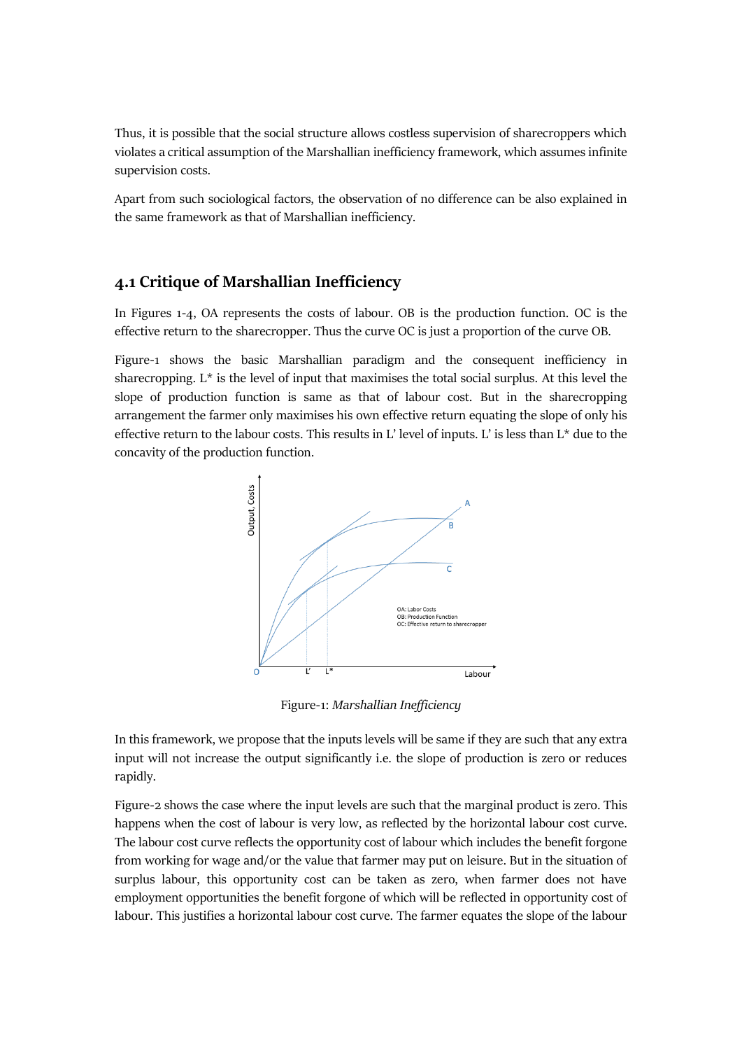Thus, it is possible that the social structure allows costless supervision of sharecroppers which violates a critical assumption of the Marshallian inefficiency framework, which assumes infinite supervision costs.

Apart from such sociological factors, the observation of no difference can be also explained in the same framework as that of Marshallian inefficiency.

## 4.1 Critique of Marshallian Inefficiency

In Figures 1-4, OA represents the costs of labour. OB is the production function. OC is the effective return to the sharecropper. Thus the curve OC is just a proportion of the curve OB.

Figure-1 shows the basic Marshallian paradigm and the consequent inefficiency in sharecropping. L* is the level of input that maximises the total social surplus. At this level the slope of production function is same as that of labour cost. But in the sharecropping arrangement the farmer only maximises his own effective return equating the slope of only his effective return to the labour costs. This results in L' level of inputs. L' is less than L* due to the concavity of the production function.

Figure-1: *Marshallian Inefficiency*

In this framework, we propose that the inputs levels will be same if they are such that any extra input will not increase the output significantly i.e. the slope of production is zero or reduces rapidly.

Figure-2 shows the case where the input levels are such that the marginal product is zero. This happens when the cost of labour is very low, as reflected by the horizontal labour cost curve. The labour cost curve reflects the opportunity cost of labour which includes the benefit forgone from working for wage and/or the value that farmer may put on leisure. But in the situation of surplus labour, this opportunity cost can be taken as zero, when farmer does not have employment opportunities the benefit forgone of which will be reflected in opportunity cost of labour. This justifies a horizontal labour cost curve. The farmer equates the slope of the labour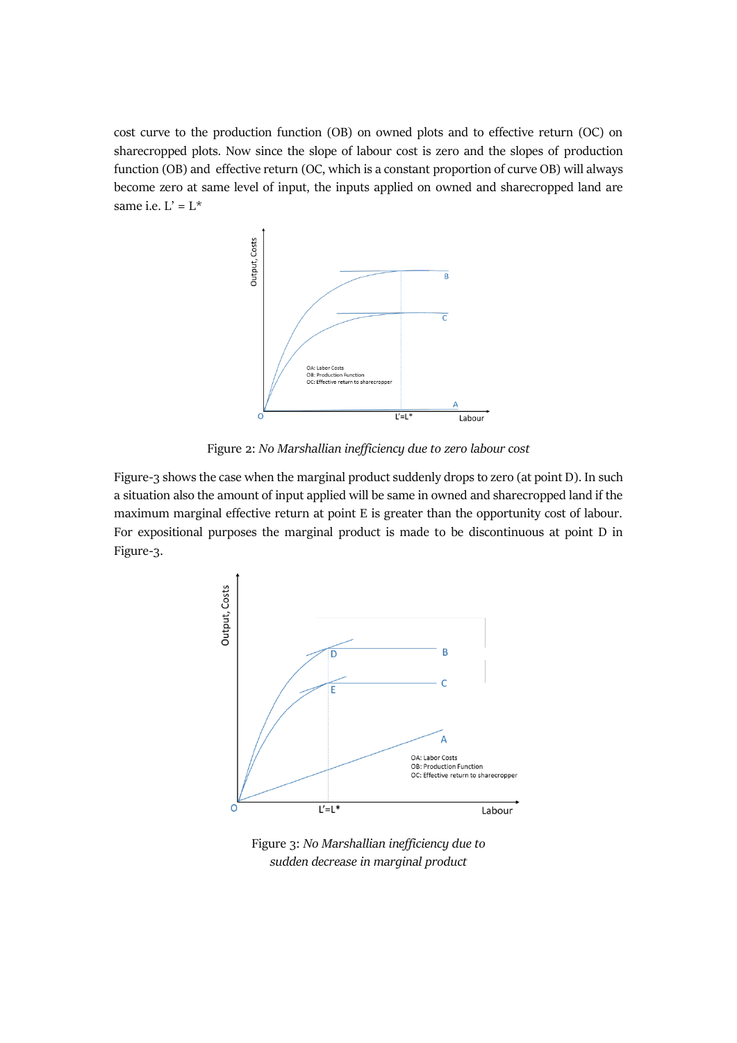cost curve to the production function (OB) on owned plots and to effective return (OC) on sharecropped plots. Now since the slope of labour cost is zero and the slopes of production function (OB) and effective return (OC, which is a constant proportion of curve OB) will always become zero at same level of input, the inputs applied on owned and sharecropped land are same i.e. L' = L*

Figure 2: *No Marshallian inefficiency due to zero labour cost*

Figure-3 shows the case when the marginal product suddenly drops to zero (at point D). In such a situation also the amount of input applied will be same in owned and sharecropped land if the maximum marginal effective return at point E is greater than the opportunity cost of labour. For expositional purposes the marginal product is made to be discontinuous at point D in Figure-3.

Figure 3: *No Marshallian inefficiency due to sudden decrease in marginal product*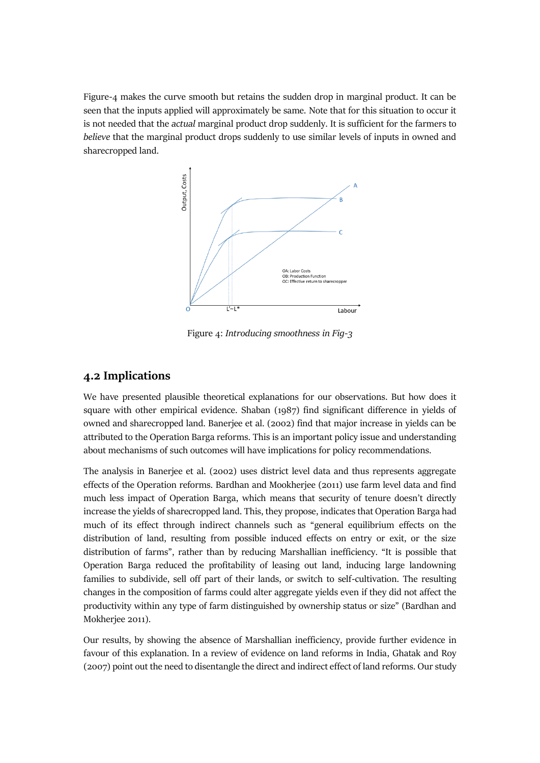Figure-4 makes the curve smooth but retains the sudden drop in marginal product. It can be seen that the inputs applied will approximately be same. Note that for this situation to occur it is not needed that the *actual* marginal product drop suddenly. It is sufficient for the farmers to *believe* that the marginal product drops suddenly to use similar levels of inputs in owned and sharecropped land.

Figure 4: *Introducing smoothness in Fig-3*

## 4.2 Implications

We have presented plausible theoretical explanations for our observations. But how does it square with other empirical evidence. Shaban (1987) find significant difference in yields of owned and sharecropped land. Banerjee et al. (2002) find that major increase in yields can be attributed to the Operation Barga reforms. This is an important policy issue and understanding about mechanisms of such outcomes will have implications for policy recommendations.

The analysis in Banerjee et al. (2002) uses district level data and thus represents aggregate effects of the Operation reforms. Bardhan and Mookherjee (2011) use farm level data and find much less impact of Operation Barga, which means that security of tenure doesn't directly increase the yields of sharecropped land. This, they propose, indicates that Operation Barga had much of its effect through indirect channels such as "general equilibrium effects on the distribution of land, resulting from possible induced effects on entry or exit, or the size distribution of farms", rather than by reducing Marshallian inefficiency. "It is possible that Operation Barga reduced the profitability of leasing out land, inducing large landowning families to subdivide, sell off part of their lands, or switch to self-cultivation. The resulting changes in the composition of farms could alter aggregate yields even if they did not affect the productivity within any type of farm distinguished by ownership status or size" (Bardhan and Mokherjee 2011).

Our results, by showing the absence of Marshallian inefficiency, provide further evidence in favour of this explanation. In a review of evidence on land reforms in India, Ghatak and Roy (2007) point out the need to disentangle the direct and indirect effect of land reforms. Our study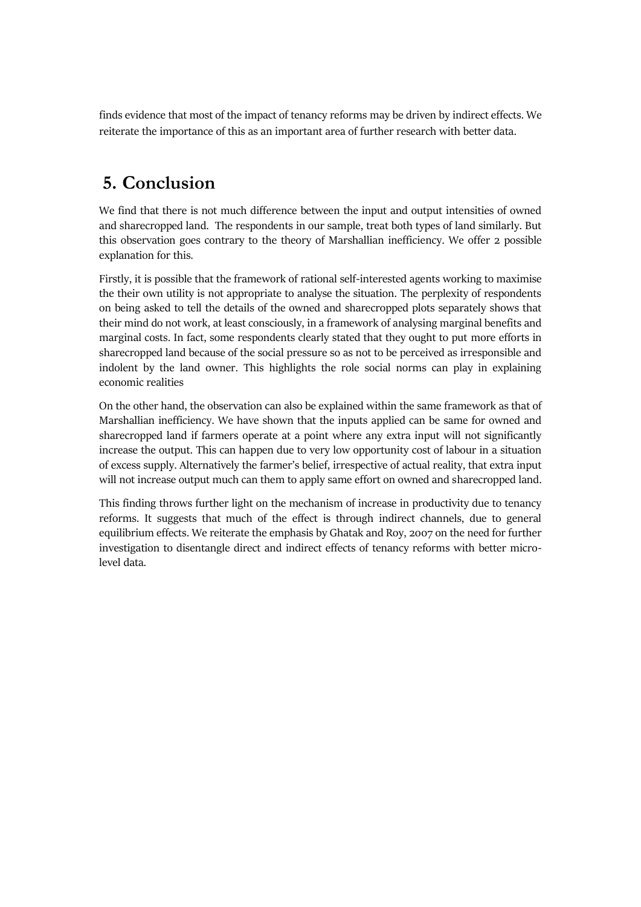finds evidence that most of the impact of tenancy reforms may be driven by indirect effects. We reiterate the importance of this as an important area of further research with better data.

## 5. Conclusion

We find that there is not much difference between the input and output intensities of owned and sharecropped land. The respondents in our sample, treat both types of land similarly. But this observation goes contrary to the theory of Marshallian inefficiency. We offer 2 possible explanation for this.

Firstly, it is possible that the framework of rational self-interested agents working to maximise the their own utility is not appropriate to analyse the situation. The perplexity of respondents on being asked to tell the details of the owned and sharecropped plots separately shows that their mind do not work, at least consciously, in a framework of analysing marginal benefits and marginal costs. In fact, some respondents clearly stated that they ought to put more efforts in sharecropped land because of the social pressure so as not to be perceived as irresponsible and indolent by the land owner. This highlights the role social norms can play in explaining economic realities

On the other hand, the observation can also be explained within the same framework as that of Marshallian inefficiency. We have shown that the inputs applied can be same for owned and sharecropped land if farmers operate at a point where any extra input will not significantly increase the output. This can happen due to very low opportunity cost of labour in a situation of excess supply. Alternatively the farmer's belief, irrespective of actual reality, that extra input will not increase output much can them to apply same effort on owned and sharecropped land.

This finding throws further light on the mechanism of increase in productivity due to tenancy reforms. It suggests that much of the effect is through indirect channels, due to general equilibrium effects. We reiterate the emphasis by Ghatak and Roy, 2007 on the need for further investigation to disentangle direct and indirect effects of tenancy reforms with better micro-level data.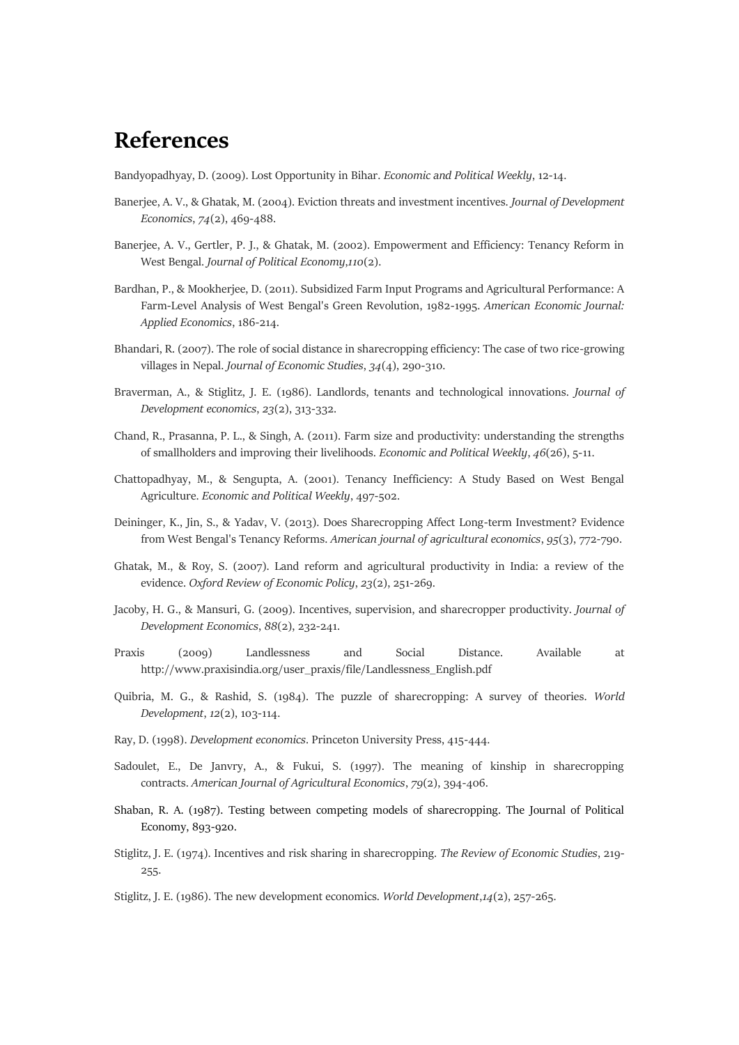# References

Bandyopadhyay, D. (2009). Lost Opportunity in Bihar. *Economic and Political Weekly*, 12-14.

Banerjee, A. V., & Ghatak, M. (2004). Eviction threats and investment incentives. *Journal of Development Economics*, *74*(2), 469-488.

Banerjee, A. V., Gertler, P. J., & Ghatak, M. (2002). Empowerment and Efficiency: Tenancy Reform in West Bengal. *Journal of Political Economy*,*110*(2).

Bardhan, P., & Mookherjee, D. (2011). Subsidized Farm Input Programs and Agricultural Performance: A Farm-Level Analysis of West Bengal's Green Revolution, 1982-1995. *American Economic Journal: Applied Economics*, 186-214.

Bhandari, R. (2007). The role of social distance in sharecropping efficiency: The case of two rice-growing villages in Nepal. *Journal of Economic Studies*, *34*(4), 290-310.

Braverman, A., & Stiglitz, J. E. (1986). Landlords, tenants and technological innovations. *Journal of Development economics*, *23*(2), 313-332.

Chand, R., Prasanna, P. L., & Singh, A. (2011). Farm size and productivity: understanding the strengths of smallholders and improving their livelihoods. *Economic and Political Weekly*, *46*(26), 5-11.

Chattopadhyay, M., & Sengupta, A. (2001). Tenancy Inefficiency: A Study Based on West Bengal Agriculture. *Economic and Political Weekly*, 497-502.

Deininger, K., Jin, S., & Yadav, V. (2013). Does Sharecropping Affect Long-term Investment? Evidence from West Bengal's Tenancy Reforms. *American journal of agricultural economics*, *95*(3), 772-790.

Ghatak, M., & Roy, S. (2007). Land reform and agricultural productivity in India: a review of the evidence. *Oxford Review of Economic Policy*, *23*(2), 251-269.

Jacoby, H. G., & Mansuri, G. (2009). Incentives, supervision, and sharecropper productivity. *Journal of Development Economics*, *88*(2), 232-241.

Praxis (2009) Landlessness and Social Distance. Available at http://www.praxisindia.org/user_praxis/file/Landlessness_English.pdf

Quibria, M. G., & Rashid, S. (1984). The puzzle of sharecropping: A survey of theories. *World Development*, *12*(2), 103-114.

Ray, D. (1998). *Development economics*. Princeton University Press, 415-444.

Sadoulet, E., De Janvry, A., & Fukui, S. (1997). The meaning of kinship in sharecropping contracts. *American Journal of Agricultural Economics*, *79*(2), 394-406.

Shaban, R. A. (1987). Testing between competing models of sharecropping. The Journal of Political Economy, 893-920.

Stiglitz, J. E. (1974). Incentives and risk sharing in sharecropping. *The Review of Economic Studies*, 219-255.

Stiglitz, J. E. (1986). The new development economics. *World Development*,*14*(2), 257-265.